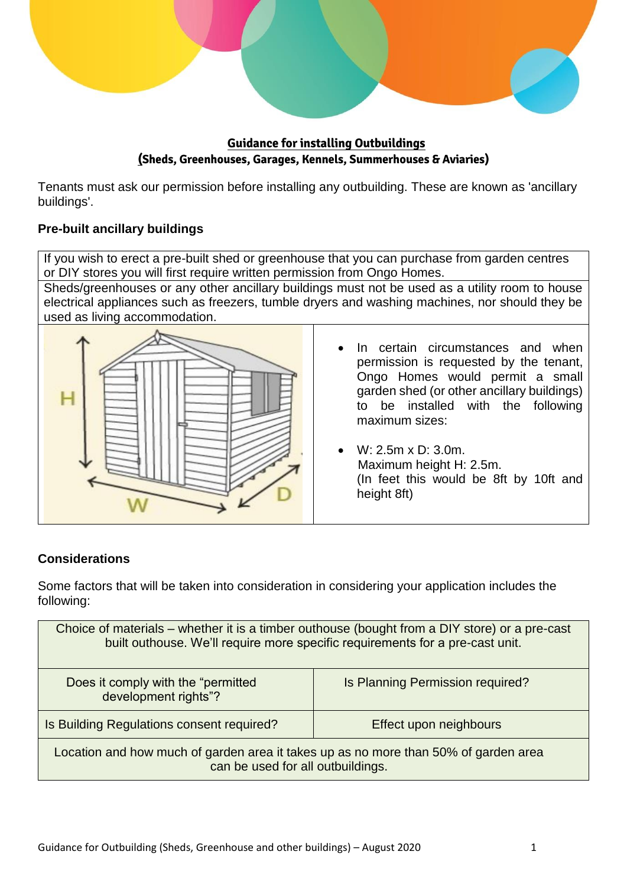## Guidance for installing Outbuildings
### (Sheds, Greenhouses, Garages, Kennels, Summerhouses & Aviaries)

Tenants must ask our permission before installing any outbuilding. These are known as 'ancillary buildings'.

### Pre-built ancillary buildings

If you wish to erect a pre-built shed or greenhouse that you can purchase from garden centres or DIY stores you will first require written permission from Ongo Homes.

Sheds/greenhouses or any other ancillary buildings must not be used as a utility room to house electrical appliances such as freezers, tumble dryers and washing machines, nor should they be used as living accommodation.

- In certain circumstances and when permission is requested by the tenant, Ongo Homes would permit a small garden shed (or other ancillary buildings) to be installed with the following maximum sizes:
- W: 2.5m x D: 3.0m.
  Maximum height H: 2.5m.
  (In feet this would be 8ft by 10ft and height 8ft)

### Considerations

Some factors that will be taken into consideration in considering your application includes the following:

| Choice of materials – whether it is a timber outhouse (bought from a DIY store) or a pre-cast built outhouse. We'll require more specific requirements for a pre-cast unit. | |
|---|---|
| Does it comply with the "permitted development rights"? | Is Planning Permission required? |
| Is Building Regulations consent required? | Effect upon neighbours |
| Location and how much of garden area it takes up as no more than 50% of garden area can be used for all outbuildings. | |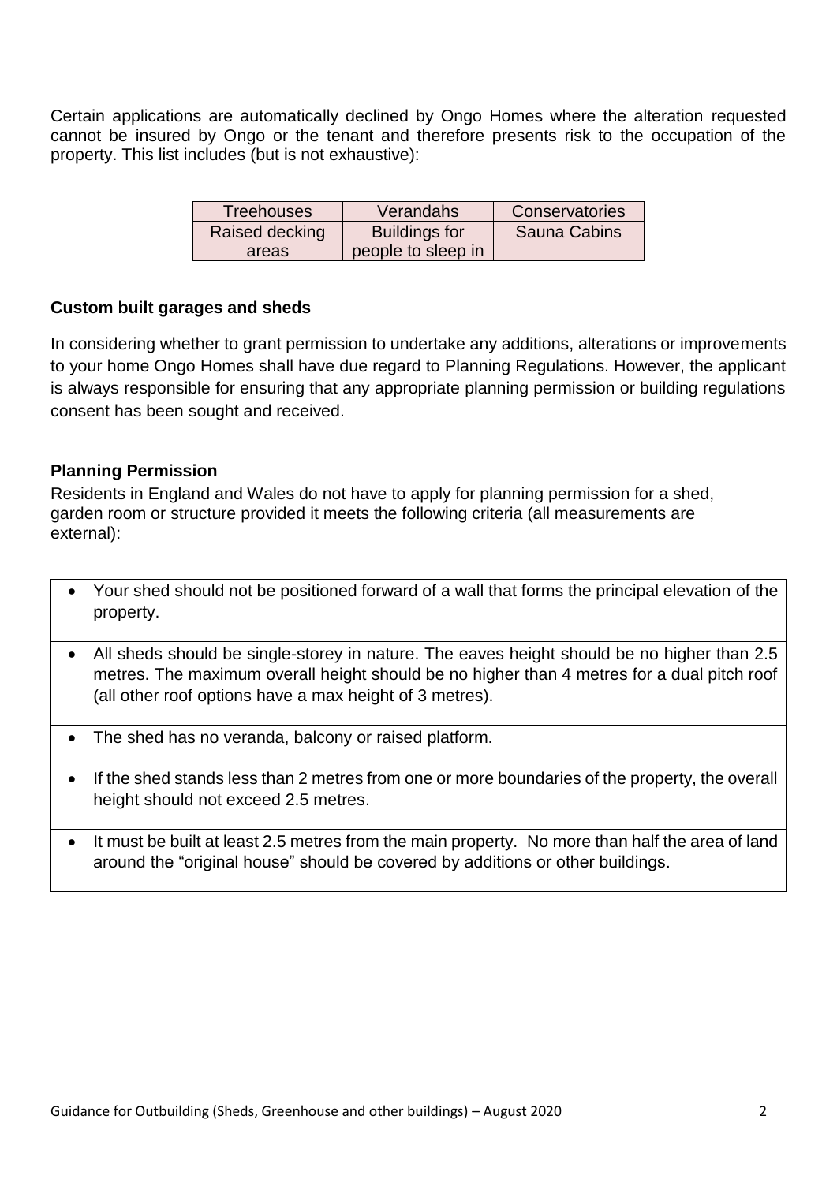Certain applications are automatically declined by Ongo Homes where the alteration requested cannot be insured by Ongo or the tenant and therefore presents risk to the occupation of the property. This list includes (but is not exhaustive):

| Treehouses | Verandahs | Conservatories |
|---|---|---|
| Raised decking areas | Buildings for people to sleep in | Sauna Cabins |

**Custom built garages and sheds**

In considering whether to grant permission to undertake any additions, alterations or improvements to your home Ongo Homes shall have due regard to Planning Regulations. However, the applicant is always responsible for ensuring that any appropriate planning permission or building regulations consent has been sought and received.

**Planning Permission**

Residents in England and Wales do not have to apply for planning permission for a shed, garden room or structure provided it meets the following criteria (all measurements are external):

- Your shed should not be positioned forward of a wall that forms the principal elevation of the property.
- All sheds should be single-storey in nature. The eaves height should be no higher than 2.5 metres. The maximum overall height should be no higher than 4 metres for a dual pitch roof (all other roof options have a max height of 3 metres).
- The shed has no veranda, balcony or raised platform.
- If the shed stands less than 2 metres from one or more boundaries of the property, the overall height should not exceed 2.5 metres.
- It must be built at least 2.5 metres from the main property. No more than half the area of land around the "original house" should be covered by additions or other buildings.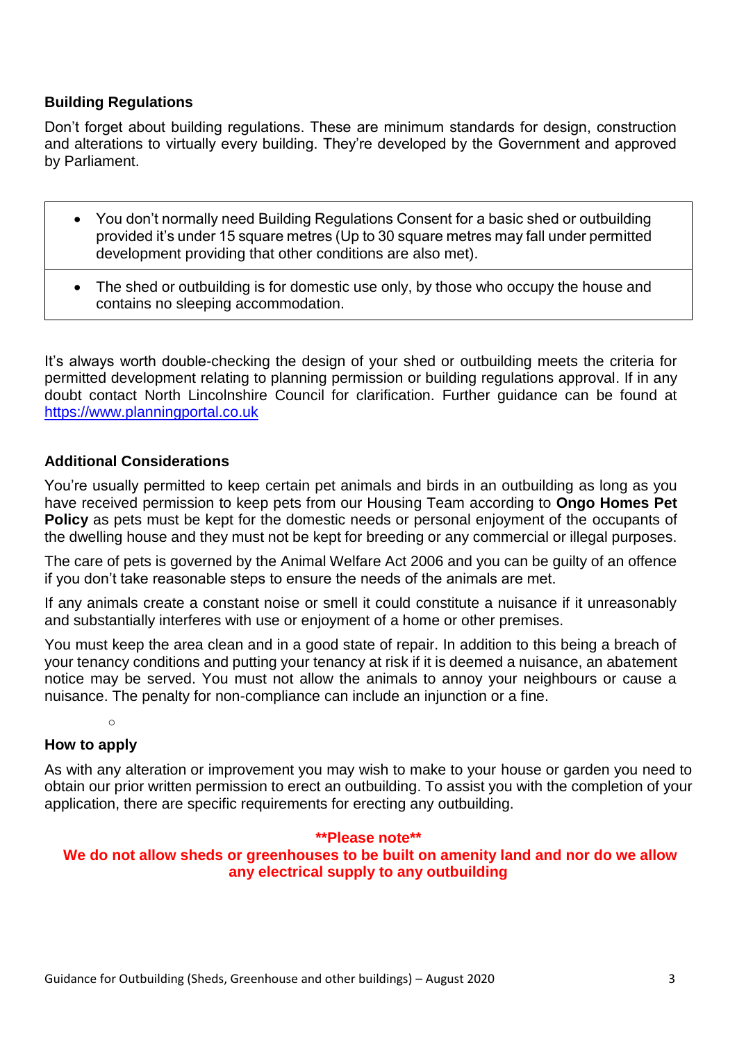### Building Regulations

Don't forget about building regulations. These are minimum standards for design, construction and alterations to virtually every building. They're developed by the Government and approved by Parliament.

- You don't normally need Building Regulations Consent for a basic shed or outbuilding provided it's under 15 square metres (Up to 30 square metres may fall under permitted development providing that other conditions are also met).
- The shed or outbuilding is for domestic use only, by those who occupy the house and contains no sleeping accommodation.

It's always worth double-checking the design of your shed or outbuilding meets the criteria for permitted development relating to planning permission or building regulations approval. If in any doubt contact North Lincolnshire Council for clarification. Further guidance can be found at https://www.planningportal.co.uk

### Additional Considerations

You're usually permitted to keep certain pet animals and birds in an outbuilding as long as you have received permission to keep pets from our Housing Team according to **Ongo Homes Pet Policy** as pets must be kept for the domestic needs or personal enjoyment of the occupants of the dwelling house and they must not be kept for breeding or any commercial or illegal purposes.

The care of pets is governed by the Animal Welfare Act 2006 and you can be guilty of an offence if you don't take reasonable steps to ensure the needs of the animals are met.

If any animals create a constant noise or smell it could constitute a nuisance if it unreasonably and substantially interferes with use or enjoyment of a home or other premises.

You must keep the area clean and in a good state of repair. In addition to this being a breach of your tenancy conditions and putting your tenancy at risk if it is deemed a nuisance, an abatement notice may be served. You must not allow the animals to annoy your neighbours or cause a nuisance. The penalty for non-compliance can include an injunction or a fine.

### How to apply

As with any alteration or improvement you may wish to make to your house or garden you need to obtain our prior written permission to erect an outbuilding. To assist you with the completion of your application, there are specific requirements for erecting any outbuilding.

**\*\*Please note\*\***

**We do not allow sheds or greenhouses to be built on amenity land and nor do we allow any electrical supply to any outbuilding**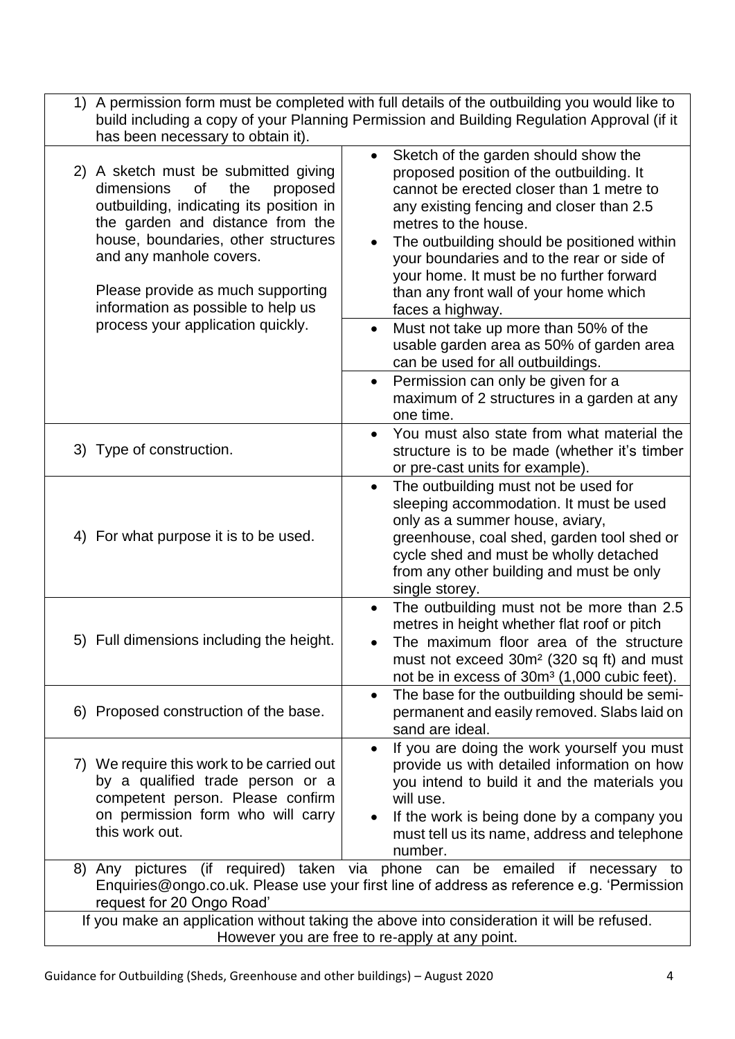| 1) A permission form must be completed with full details of the outbuilding you would like to build including a copy of your Planning Permission and Building Regulation Approval (if it has been necessary to obtain it). | |
|---|---|
| 2) A sketch must be submitted giving dimensions of the proposed outbuilding, indicating its position in the garden and distance from the house, boundaries, other structures and any manhole covers.<br><br>Please provide as much supporting information as possible to help us process your application quickly. | • Sketch of the garden should show the proposed position of the outbuilding. It cannot be erected closer than 1 metre to any existing fencing and closer than 2.5 metres to the house.<br>• The outbuilding should be positioned within your boundaries and to the rear or side of your home. It must be no further forward than any front wall of your home which faces a highway. |
| | • Must not take up more than 50% of the usable garden area as 50% of garden area can be used for all outbuildings. |
| | • Permission can only be given for a maximum of 2 structures in a garden at any one time. |
| 3) Type of construction. | • You must also state from what material the structure is to be made (whether it's timber or pre-cast units for example). |
| 4) For what purpose it is to be used. | • The outbuilding must not be used for sleeping accommodation. It must be used only as a summer house, aviary, greenhouse, coal shed, garden tool shed or cycle shed and must be wholly detached from any other building and must be only single storey. |
| 5) Full dimensions including the height. | • The outbuilding must not be more than 2.5 metres in height whether flat roof or pitch<br>• The maximum floor area of the structure must not exceed 30m² (320 sq ft) and must not be in excess of 30m³ (1,000 cubic feet). |
| 6) Proposed construction of the base. | • The base for the outbuilding should be semi-permanent and easily removed. Slabs laid on sand are ideal. |
| 7) We require this work to be carried out by a qualified trade person or a competent person. Please confirm on permission form who will carry this work out. | • If you are doing the work yourself you must provide us with detailed information on how you intend to build it and the materials you will use.<br>• If the work is being done by a company you must tell us its name, address and telephone number. |
| 8) Any pictures (if required) taken via phone can be emailed if necessary to Enquiries@ongo.co.uk. Please use your first line of address as reference e.g. 'Permission request for 20 Ongo Road' | |
| If you make an application without taking the above into consideration it will be refused. However you are free to re-apply at any point. | |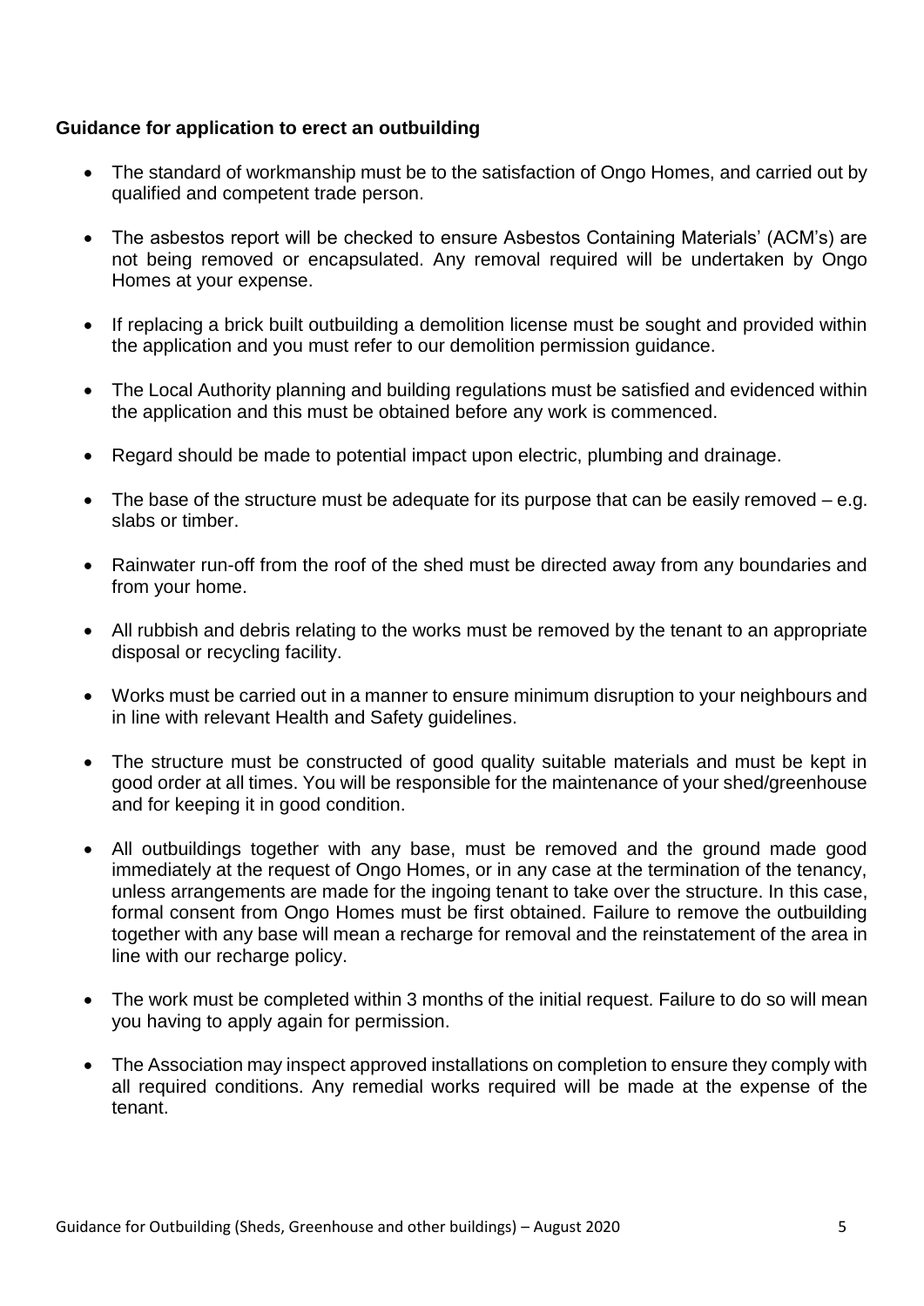**Guidance for application to erect an outbuilding**

- The standard of workmanship must be to the satisfaction of Ongo Homes, and carried out by qualified and competent trade person.
- The asbestos report will be checked to ensure Asbestos Containing Materials' (ACM's) are not being removed or encapsulated. Any removal required will be undertaken by Ongo Homes at your expense.
- If replacing a brick built outbuilding a demolition license must be sought and provided within the application and you must refer to our demolition permission guidance.
- The Local Authority planning and building regulations must be satisfied and evidenced within the application and this must be obtained before any work is commenced.
- Regard should be made to potential impact upon electric, plumbing and drainage.
- The base of the structure must be adequate for its purpose that can be easily removed – e.g. slabs or timber.
- Rainwater run-off from the roof of the shed must be directed away from any boundaries and from your home.
- All rubbish and debris relating to the works must be removed by the tenant to an appropriate disposal or recycling facility.
- Works must be carried out in a manner to ensure minimum disruption to your neighbours and in line with relevant Health and Safety guidelines.
- The structure must be constructed of good quality suitable materials and must be kept in good order at all times. You will be responsible for the maintenance of your shed/greenhouse and for keeping it in good condition.
- All outbuildings together with any base, must be removed and the ground made good immediately at the request of Ongo Homes, or in any case at the termination of the tenancy, unless arrangements are made for the ingoing tenant to take over the structure. In this case, formal consent from Ongo Homes must be first obtained. Failure to remove the outbuilding together with any base will mean a recharge for removal and the reinstatement of the area in line with our recharge policy.
- The work must be completed within 3 months of the initial request. Failure to do so will mean you having to apply again for permission.
- The Association may inspect approved installations on completion to ensure they comply with all required conditions. Any remedial works required will be made at the expense of the tenant.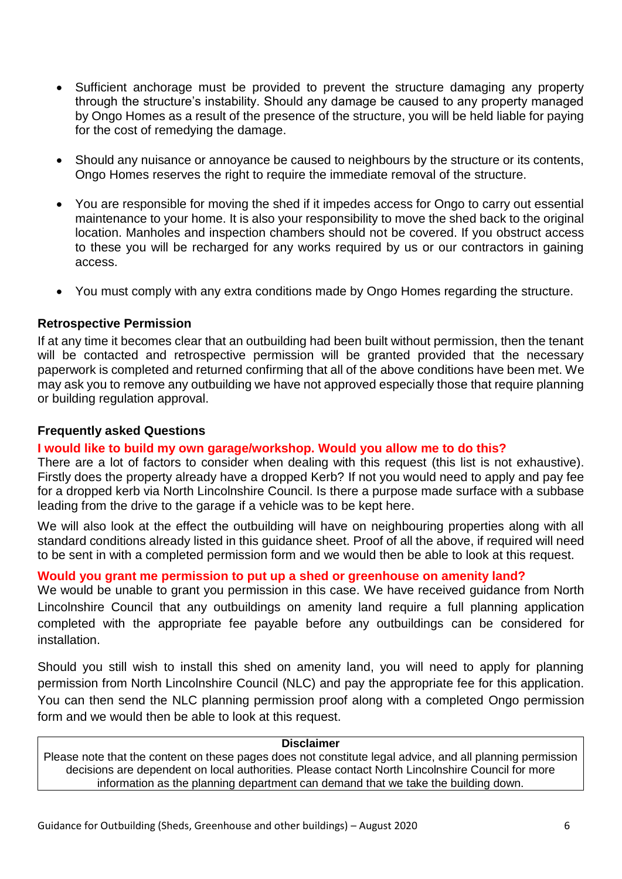- Sufficient anchorage must be provided to prevent the structure damaging any property through the structure's instability. Should any damage be caused to any property managed by Ongo Homes as a result of the presence of the structure, you will be held liable for paying for the cost of remedying the damage.

- Should any nuisance or annoyance be caused to neighbours by the structure or its contents, Ongo Homes reserves the right to require the immediate removal of the structure.

- You are responsible for moving the shed if it impedes access for Ongo to carry out essential maintenance to your home. It is also your responsibility to move the shed back to the original location. Manholes and inspection chambers should not be covered. If you obstruct access to these you will be recharged for any works required by us or our contractors in gaining access.

- You must comply with any extra conditions made by Ongo Homes regarding the structure.

**Retrospective Permission**

If at any time it becomes clear that an outbuilding had been built without permission, then the tenant will be contacted and retrospective permission will be granted provided that the necessary paperwork is completed and returned confirming that all of the above conditions have been met. We may ask you to remove any outbuilding we have not approved especially those that require planning or building regulation approval.

**Frequently asked Questions**

**I would like to build my own garage/workshop. Would you allow me to do this?**

There are a lot of factors to consider when dealing with this request (this list is not exhaustive). Firstly does the property already have a dropped Kerb? If not you would need to apply and pay fee for a dropped kerb via North Lincolnshire Council. Is there a purpose made surface with a subbase leading from the drive to the garage if a vehicle was to be kept here.

We will also look at the effect the outbuilding will have on neighbouring properties along with all standard conditions already listed in this guidance sheet. Proof of all the above, if required will need to be sent in with a completed permission form and we would then be able to look at this request.

**Would you grant me permission to put up a shed or greenhouse on amenity land?**

We would be unable to grant you permission in this case. We have received guidance from North Lincolnshire Council that any outbuildings on amenity land require a full planning application completed with the appropriate fee payable before any outbuildings can be considered for installation.

Should you still wish to install this shed on amenity land, you will need to apply for planning permission from North Lincolnshire Council (NLC) and pay the appropriate fee for this application. You can then send the NLC planning permission proof along with a completed Ongo permission form and we would then be able to look at this request.

| **Disclaimer** |
| --- |
| Please note that the content on these pages does not constitute legal advice, and all planning permission decisions are dependent on local authorities. Please contact North Lincolnshire Council for more information as the planning department can demand that we take the building down. |